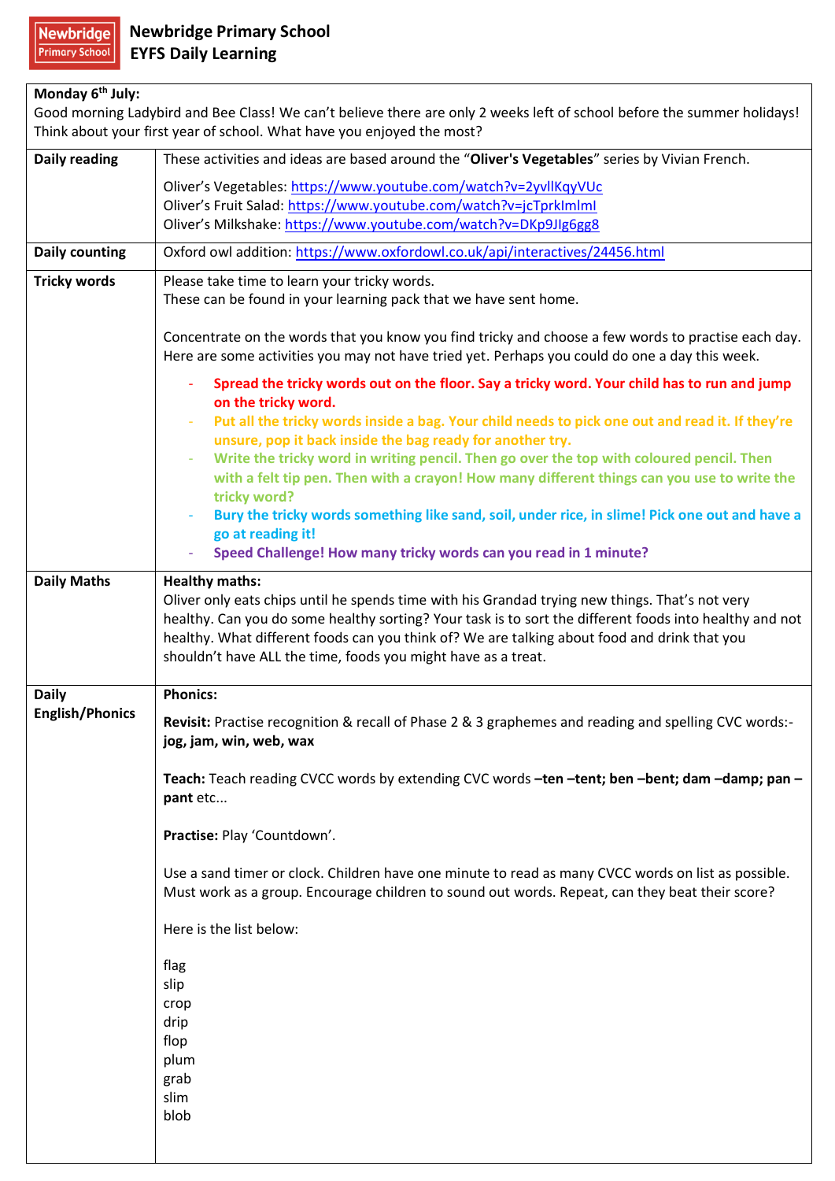# Newbridge Primary School
## EYFS Daily Learning

| **Monday 6th July:** Good morning Ladybird and Bee Class! We can't believe there are only 2 weeks left of school before the summer holidays! Think about your first year of school. What have you enjoyed the most? | |
|---|---|
| **Daily reading** | These activities and ideas are based around the "**Oliver's Vegetables**" series by Vivian French.<br><br>Oliver's Vegetables: https://www.youtube.com/watch?v=2yvllKqyVUc<br>Oliver's Fruit Salad: https://www.youtube.com/watch?v=jcTprkImlmI<br>Oliver's Milkshake: https://www.youtube.com/watch?v=DKp9Jlg6gg8 |
| **Daily counting** | Oxford owl addition: https://www.oxfordowl.co.uk/api/interactives/24456.html |
| **Tricky words** | Please take time to learn your tricky words.<br>These can be found in your learning pack that we have sent home.<br><br>Concentrate on the words that you know you find tricky and choose a few words to practise each day. Here are some activities you may not have tried yet. Perhaps you could do one a day this week.<br><br>- **Spread the tricky words out on the floor. Say a tricky word. Your child has to run and jump on the tricky word.**<br>- **Put all the tricky words inside a bag. Your child needs to pick one out and read it. If they're unsure, pop it back inside the bag ready for another try.**<br>- **Write the tricky word in writing pencil. Then go over the top with coloured pencil. Then with a felt tip pen. Then with a crayon! How many different things can you use to write the tricky word?**<br>- **Bury the tricky words something like sand, soil, under rice, in slime! Pick one out and have a go at reading it!**<br>- **Speed Challenge! How many tricky words can you read in 1 minute?** |
| **Daily Maths** | **Healthy maths:**<br>Oliver only eats chips until he spends time with his Grandad trying new things. That's not very healthy. Can you do some healthy sorting? Your task is to sort the different foods into healthy and not healthy. What different foods can you think of? We are talking about food and drink that you shouldn't have ALL the time, foods you might have as a treat. |
| **Daily English/Phonics** | **Phonics:**<br><br>**Revisit:** Practise recognition & recall of Phase 2 & 3 graphemes and reading and spelling CVC words:- **jog, jam, win, web, wax**<br><br>**Teach:** Teach reading CVCC words by extending CVC words **–ten –tent; ben –bent; dam –damp; pan – pant** etc...<br><br>**Practise:** Play 'Countdown'.<br><br>Use a sand timer or clock. Children have one minute to read as many CVCC words on list as possible. Must work as a group. Encourage children to sound out words. Repeat, can they beat their score?<br><br>Here is the list below:<br><br>flag<br>slip<br>crop<br>drip<br>flop<br>plum<br>grab<br>slim<br>blob |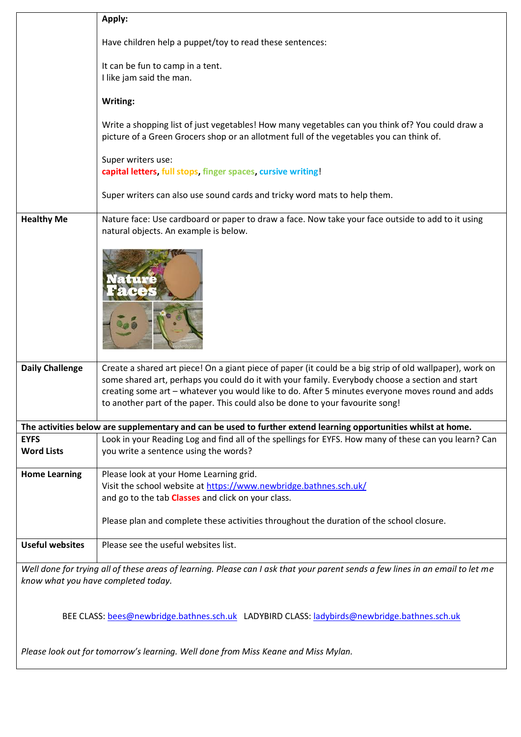| | |
|---|---|
| | **Apply:**<br><br>Have children help a puppet/toy to read these sentences:<br><br>It can be fun to camp in a tent.<br>I like jam said the man.<br><br>**Writing:**<br><br>Write a shopping list of just vegetables! How many vegetables can you think of? You could draw a picture of a Green Grocers shop or an allotment full of the vegetables you can think of.<br><br>Super writers use:<br>**capital letters**, **full stops**, **finger spaces**, **cursive writing**!<br><br>Super writers can also use sound cards and tricky word mats to help them. |
| **Healthy Me** | Nature face: Use cardboard or paper to draw a face. Now take your face outside to add to it using natural objects. An example is below. |
| **Daily Challenge** | Create a shared art piece! On a giant piece of paper (it could be a big strip of old wallpaper), work on some shared art, perhaps you could do it with your family. Everybody choose a section and start creating some art – whatever you would like to do. After 5 minutes everyone moves round and adds to another part of the paper. This could also be done to your favourite song! |
| **The activities below are supplementary and can be used to further extend learning opportunities whilst at home.** | |
| **EYFS Word Lists** | Look in your Reading Log and find all of the spellings for EYFS. How many of these can you learn? Can you write a sentence using the words? |
| **Home Learning** | Please look at your Home Learning grid.<br>Visit the school website at https://www.newbridge.bathnes.sch.uk/<br>and go to the tab **Classes** and click on your class.<br><br>Please plan and complete these activities throughout the duration of the school closure. |
| **Useful websites** | Please see the useful websites list. |

*Well done for trying all of these areas of learning. Please can I ask that your parent sends a few lines in an email to let me know what you have completed today.*

BEE CLASS: bees@newbridge.bathnes.sch.uk LADYBIRD CLASS: ladybirds@newbridge.bathnes.sch.uk

*Please look out for tomorrow's learning. Well done from Miss Keane and Miss Mylan.*